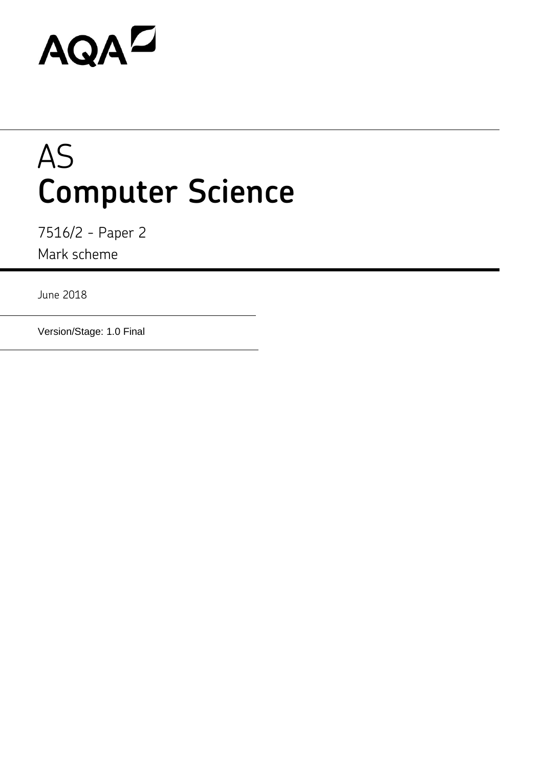AQA

# AS
# Computer Science

7516/2 - Paper 2

Mark scheme

June 2018

Version/Stage: 1.0 Final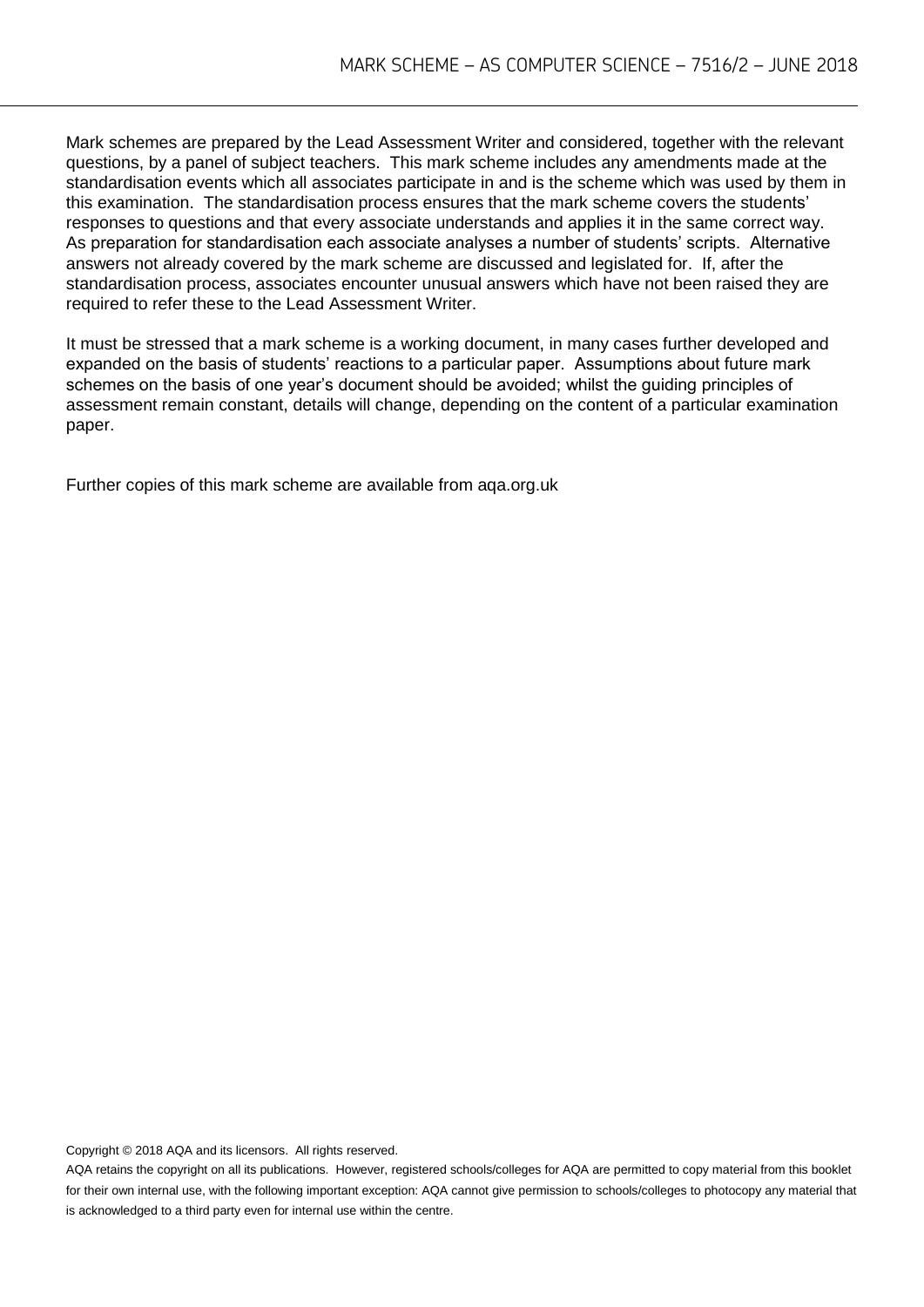Mark schemes are prepared by the Lead Assessment Writer and considered, together with the relevant questions, by a panel of subject teachers. This mark scheme includes any amendments made at the standardisation events which all associates participate in and is the scheme which was used by them in this examination. The standardisation process ensures that the mark scheme covers the students' responses to questions and that every associate understands and applies it in the same correct way. As preparation for standardisation each associate analyses a number of students' scripts. Alternative answers not already covered by the mark scheme are discussed and legislated for. If, after the standardisation process, associates encounter unusual answers which have not been raised they are required to refer these to the Lead Assessment Writer.

It must be stressed that a mark scheme is a working document, in many cases further developed and expanded on the basis of students' reactions to a particular paper. Assumptions about future mark schemes on the basis of one year's document should be avoided; whilst the guiding principles of assessment remain constant, details will change, depending on the content of a particular examination paper.

Further copies of this mark scheme are available from aqa.org.uk

Copyright © 2018 AQA and its licensors. All rights reserved.

AQA retains the copyright on all its publications. However, registered schools/colleges for AQA are permitted to copy material from this booklet for their own internal use, with the following important exception: AQA cannot give permission to schools/colleges to photocopy any material that is acknowledged to a third party even for internal use within the centre.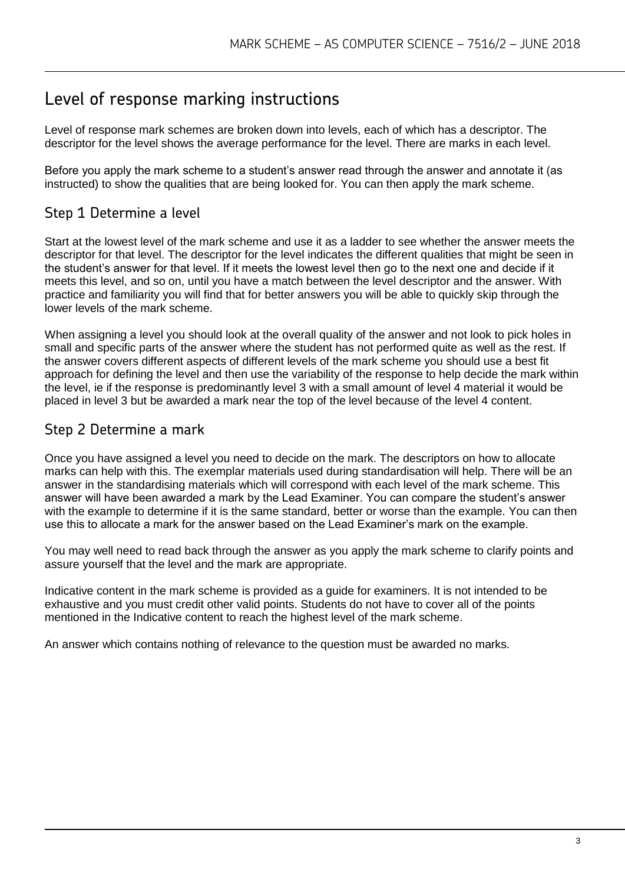# Level of response marking instructions

Level of response mark schemes are broken down into levels, each of which has a descriptor. The descriptor for the level shows the average performance for the level. There are marks in each level.

Before you apply the mark scheme to a student's answer read through the answer and annotate it (as instructed) to show the qualities that are being looked for. You can then apply the mark scheme.

## Step 1 Determine a level

Start at the lowest level of the mark scheme and use it as a ladder to see whether the answer meets the descriptor for that level. The descriptor for the level indicates the different qualities that might be seen in the student's answer for that level. If it meets the lowest level then go to the next one and decide if it meets this level, and so on, until you have a match between the level descriptor and the answer. With practice and familiarity you will find that for better answers you will be able to quickly skip through the lower levels of the mark scheme.

When assigning a level you should look at the overall quality of the answer and not look to pick holes in small and specific parts of the answer where the student has not performed quite as well as the rest. If the answer covers different aspects of different levels of the mark scheme you should use a best fit approach for defining the level and then use the variability of the response to help decide the mark within the level, ie if the response is predominantly level 3 with a small amount of level 4 material it would be placed in level 3 but be awarded a mark near the top of the level because of the level 4 content.

## Step 2 Determine a mark

Once you have assigned a level you need to decide on the mark. The descriptors on how to allocate marks can help with this. The exemplar materials used during standardisation will help. There will be an answer in the standardising materials which will correspond with each level of the mark scheme. This answer will have been awarded a mark by the Lead Examiner. You can compare the student's answer with the example to determine if it is the same standard, better or worse than the example. You can then use this to allocate a mark for the answer based on the Lead Examiner's mark on the example.

You may well need to read back through the answer as you apply the mark scheme to clarify points and assure yourself that the level and the mark are appropriate.

Indicative content in the mark scheme is provided as a guide for examiners. It is not intended to be exhaustive and you must credit other valid points. Students do not have to cover all of the points mentioned in the Indicative content to reach the highest level of the mark scheme.

An answer which contains nothing of relevance to the question must be awarded no marks.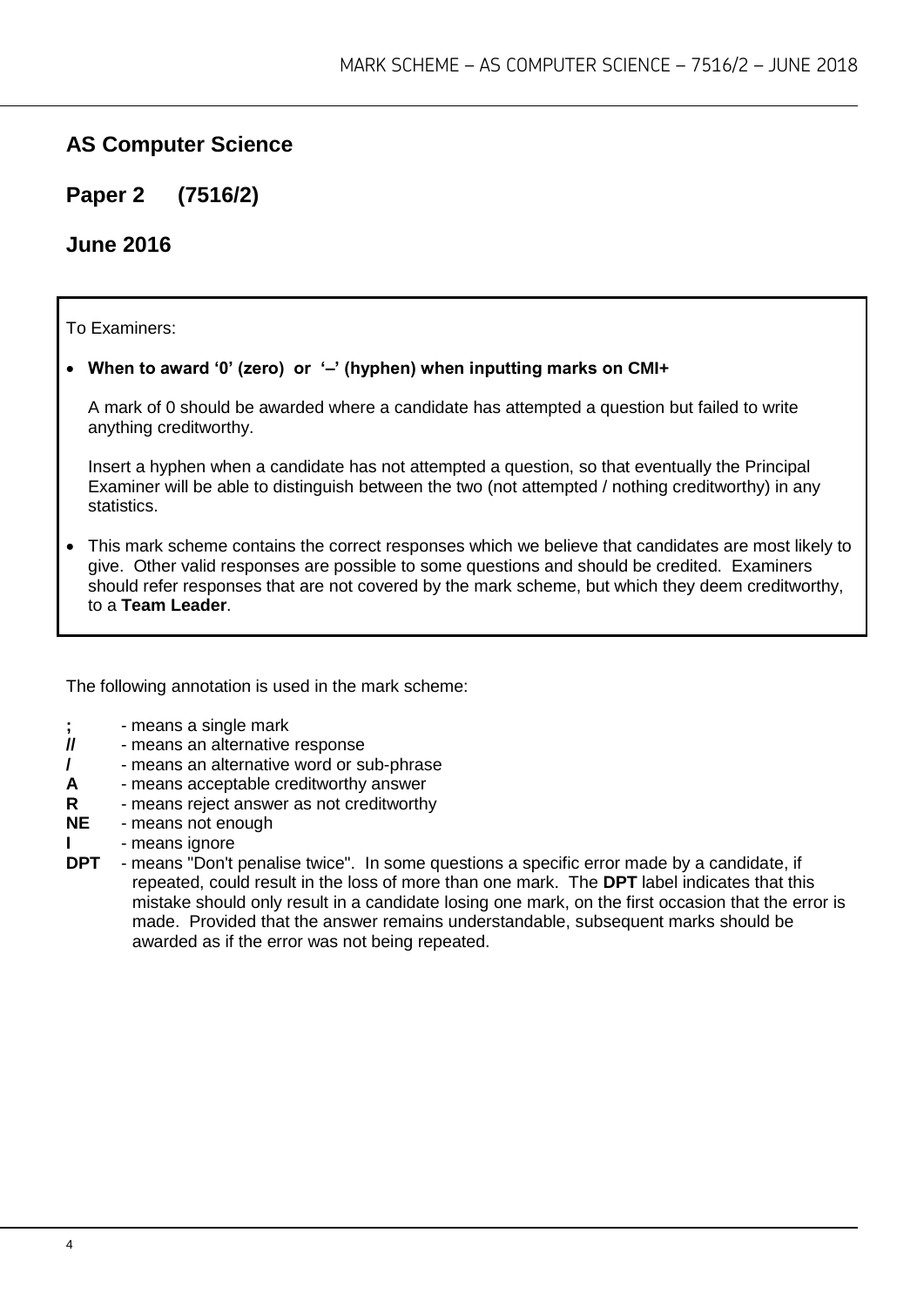## AS Computer Science

## Paper 2 (7516/2)

## June 2016

To Examiners:

- **When to award '0' (zero) or '–' (hyphen) when inputting marks on CMI+**

  A mark of 0 should be awarded where a candidate has attempted a question but failed to write anything creditworthy.

  Insert a hyphen when a candidate has not attempted a question, so that eventually the Principal Examiner will be able to distinguish between the two (not attempted / nothing creditworthy) in any statistics.

- This mark scheme contains the correct responses which we believe that candidates are most likely to give. Other valid responses are possible to some questions and should be credited. Examiners should refer responses that are not covered by the mark scheme, but which they deem creditworthy, to a **Team Leader**.

The following annotation is used in the mark scheme:

**;** - means a single mark
**//** - means an alternative response
**/** - means an alternative word or sub-phrase
**A** - means acceptable creditworthy answer
**R** - means reject answer as not creditworthy
**NE** - means not enough
**I** - means ignore
**DPT** - means "Don't penalise twice". In some questions a specific error made by a candidate, if repeated, could result in the loss of more than one mark. The **DPT** label indicates that this mistake should only result in a candidate losing one mark, on the first occasion that the error is made. Provided that the answer remains understandable, subsequent marks should be awarded as if the error was not being repeated.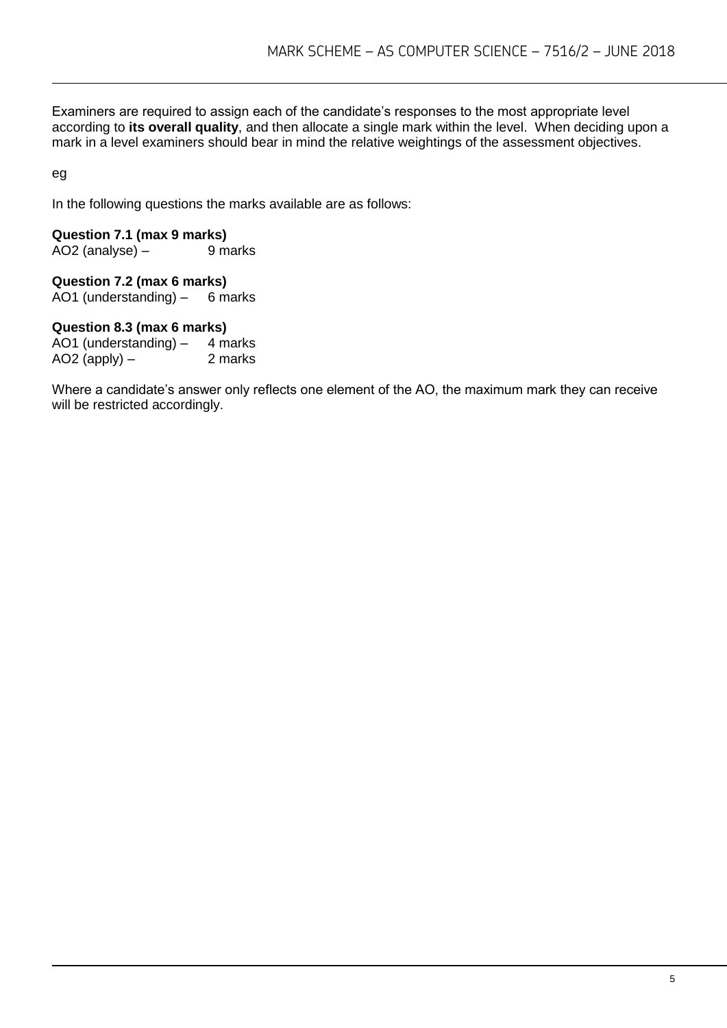Examiners are required to assign each of the candidate's responses to the most appropriate level according to **its overall quality**, and then allocate a single mark within the level. When deciding upon a mark in a level examiners should bear in mind the relative weightings of the assessment objectives.

eg

In the following questions the marks available are as follows:

**Question 7.1 (max 9 marks)**
AO2 (analyse) – 9 marks

**Question 7.2 (max 6 marks)**
AO1 (understanding) – 6 marks

**Question 8.3 (max 6 marks)**
AO1 (understanding) – 4 marks
AO2 (apply) – 2 marks

Where a candidate's answer only reflects one element of the AO, the maximum mark they can receive will be restricted accordingly.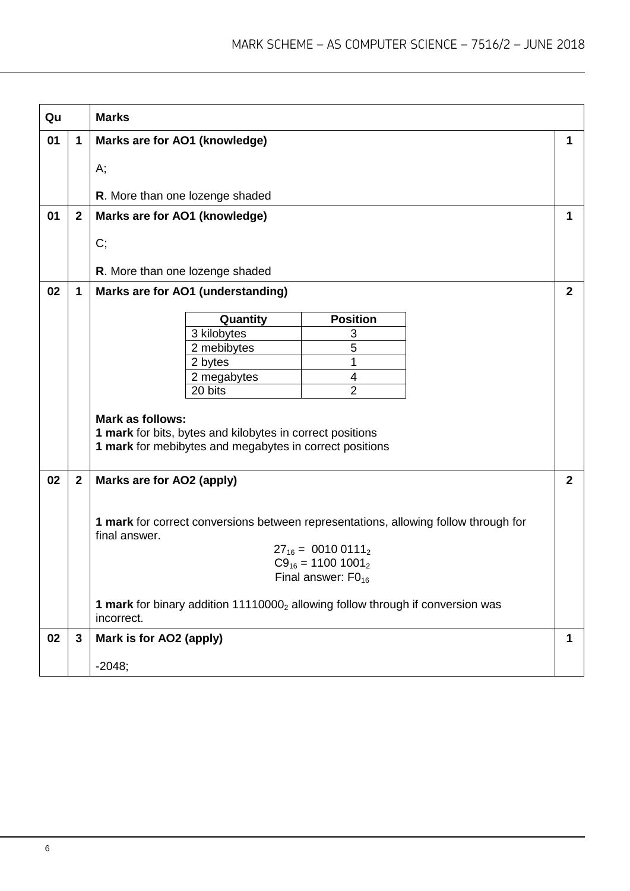| Qu | | Marks | |
|---|---|---|---|
| 01 | 1 | **Marks are for AO1 (knowledge)**<br><br>A;<br><br>**R**. More than one lozenge shaded | 1 |
| 01 | 2 | **Marks are for AO1 (knowledge)**<br><br>C;<br><br>**R**. More than one lozenge shaded | 1 |
| 02 | 1 | **Marks are for AO1 (understanding)**<br><br>(see table below)<br><br>**Mark as follows:**<br>**1 mark** for bits, bytes and kilobytes in correct positions<br>**1 mark** for mebibytes and megabytes in correct positions | 2 |
| 02 | 2 | **Marks are for AO2 (apply)**<br><br>**1 mark** for correct conversions between representations, allowing follow through for final answer.<br>$27_{16}$ = $0010\ 0111_2$<br>$C9_{16}$ = $1100\ 1001_2$<br>Final answer: $F0_{16}$<br><br>**1 mark** for binary addition $11110000_2$ allowing follow through if conversion was incorrect. | 2 |
| 02 | 3 | **Mark is for AO2 (apply)**<br><br>-2048; | 1 |

Table for 02.1:

| Quantity | Position |
|---|---|
| 3 kilobytes | 3 |
| 2 mebibytes | 5 |
| 2 bytes | 1 |
| 2 megabytes | 4 |
| 20 bits | 2 |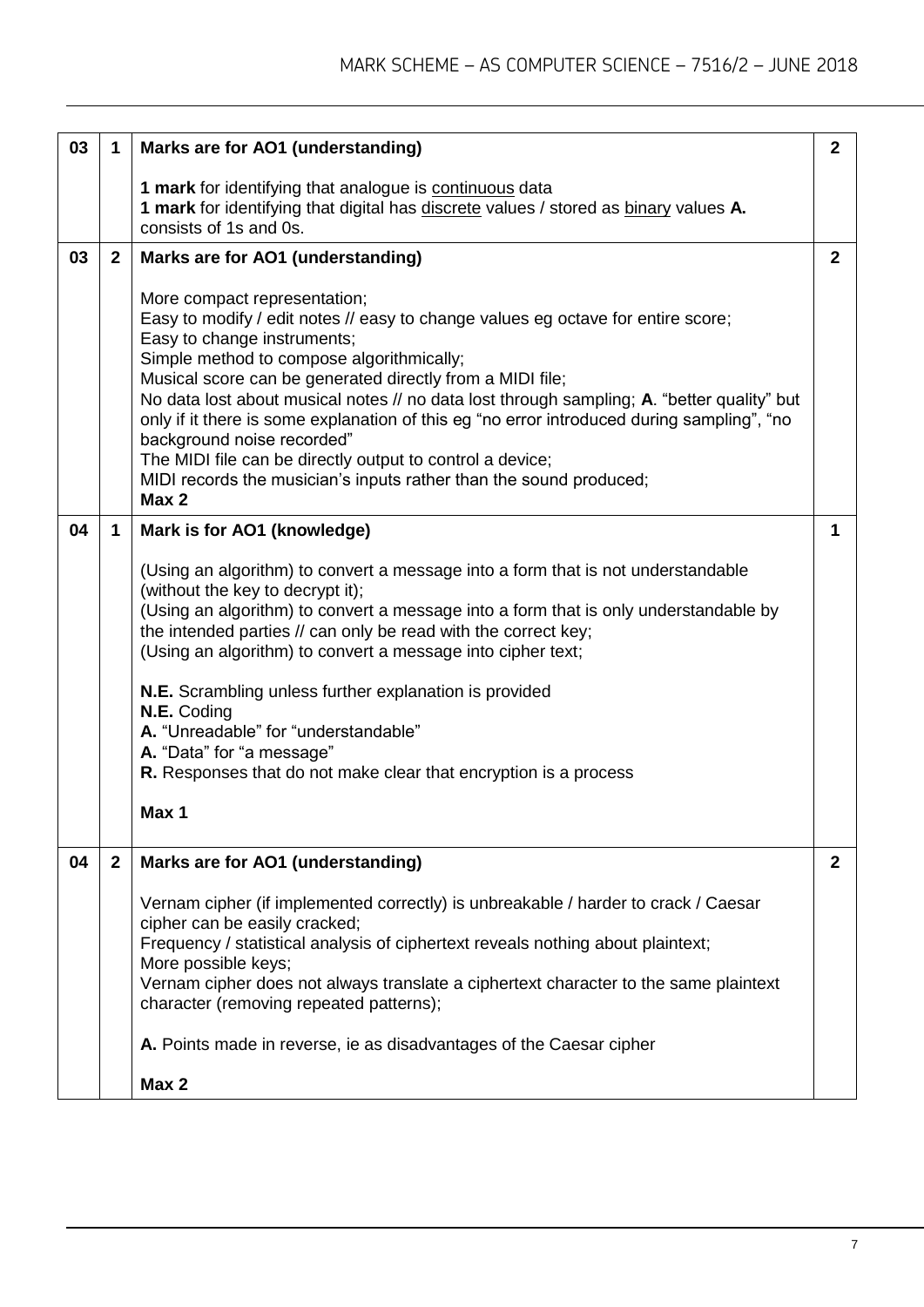| | | | |
|---|---|---|---|
| 03 | 1 | **Marks are for AO1 (understanding)**<br><br>**1 mark** for identifying that analogue is continuous data<br>**1 mark** for identifying that digital has discrete values / stored as binary values **A.** consists of 1s and 0s. | **2** |
| 03 | 2 | **Marks are for AO1 (understanding)**<br><br>More compact representation;<br>Easy to modify / edit notes // easy to change values eg octave for entire score;<br>Easy to change instruments;<br>Simple method to compose algorithmically;<br>Musical score can be generated directly from a MIDI file;<br>No data lost about musical notes // no data lost through sampling; **A**. "better quality" but only if it there is some explanation of this eg "no error introduced during sampling", "no background noise recorded"<br>The MIDI file can be directly output to control a device;<br>MIDI records the musician's inputs rather than the sound produced;<br>**Max 2** | **2** |
| 04 | 1 | **Mark is for AO1 (knowledge)**<br><br>(Using an algorithm) to convert a message into a form that is not understandable (without the key to decrypt it);<br>(Using an algorithm) to convert a message into a form that is only understandable by the intended parties // can only be read with the correct key;<br>(Using an algorithm) to convert a message into cipher text;<br><br>**N.E.** Scrambling unless further explanation is provided<br>**N.E.** Coding<br>**A.** "Unreadable" for "understandable"<br>**A.** "Data" for "a message"<br>**R.** Responses that do not make clear that encryption is a process<br><br>**Max 1** | **1** |
| 04 | 2 | **Marks are for AO1 (understanding)**<br><br>Vernam cipher (if implemented correctly) is unbreakable / harder to crack / Caesar cipher can be easily cracked;<br>Frequency / statistical analysis of ciphertext reveals nothing about plaintext;<br>More possible keys;<br>Vernam cipher does not always translate a ciphertext character to the same plaintext character (removing repeated patterns);<br><br>**A.** Points made in reverse, ie as disadvantages of the Caesar cipher<br><br>**Max 2** | **2** |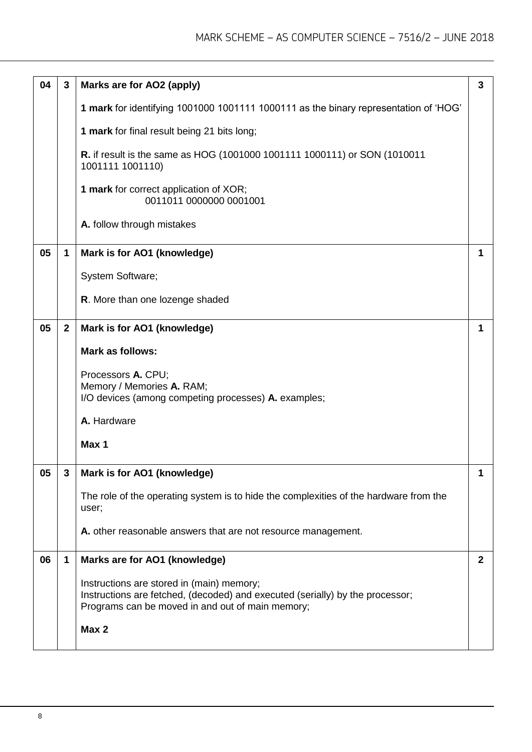| | | | |
|---|---|---|---|
| 04 | 3 | **Marks are for AO2 (apply)**<br><br>**1 mark** for identifying 1001000 1001111 1000111 as the binary representation of 'HOG'<br><br>**1 mark** for final result being 21 bits long;<br><br>**R.** if result is the same as HOG (1001000 1001111 1000111) or SON (1010011 1001111 1001110)<br><br>**1 mark** for correct application of XOR;<br>0011011 0000000 0001001<br><br>**A.** follow through mistakes | 3 |
| 05 | 1 | **Mark is for AO1 (knowledge)**<br><br>System Software;<br><br>**R**. More than one lozenge shaded | 1 |
| 05 | 2 | **Mark is for AO1 (knowledge)**<br><br>**Mark as follows:**<br><br>Processors **A.** CPU;<br>Memory / Memories **A.** RAM;<br>I/O devices (among competing processes) **A.** examples;<br><br>**A.** Hardware<br><br>**Max 1** | 1 |
| 05 | 3 | **Mark is for AO1 (knowledge)**<br><br>The role of the operating system is to hide the complexities of the hardware from the user;<br><br>**A.** other reasonable answers that are not resource management. | 1 |
| 06 | 1 | **Marks are for AO1 (knowledge)**<br><br>Instructions are stored in (main) memory;<br>Instructions are fetched, (decoded) and executed (serially) by the processor;<br>Programs can be moved in and out of main memory;<br><br>**Max 2** | 2 |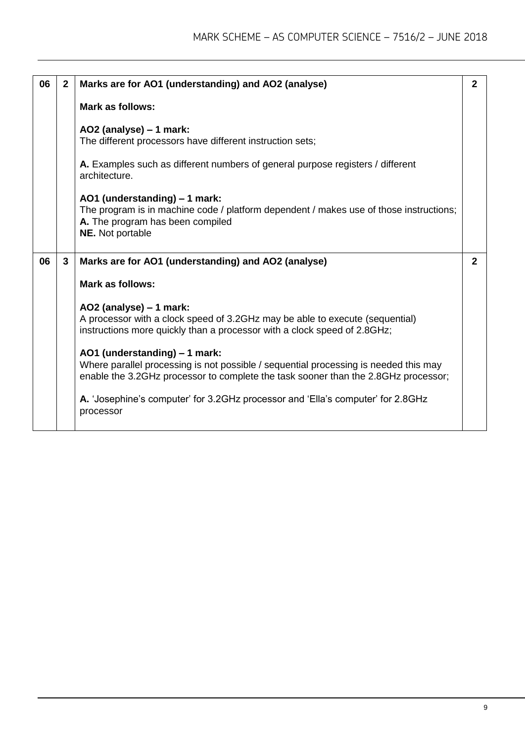| | | | |
|---|---|---|---|
| 06 | 2 | **Marks are for AO1 (understanding) and AO2 (analyse)**<br><br>**Mark as follows:**<br><br>**AO2 (analyse) – 1 mark:**<br>The different processors have different instruction sets;<br><br>**A.** Examples such as different numbers of general purpose registers / different architecture.<br><br>**AO1 (understanding) – 1 mark:**<br>The program is in machine code / platform dependent / makes use of those instructions;<br>**A.** The program has been compiled<br>**NE.** Not portable | 2 |
| 06 | 3 | **Marks are for AO1 (understanding) and AO2 (analyse)**<br><br>**Mark as follows:**<br><br>**AO2 (analyse) – 1 mark:**<br>A processor with a clock speed of 3.2GHz may be able to execute (sequential) instructions more quickly than a processor with a clock speed of 2.8GHz;<br><br>**AO1 (understanding) – 1 mark:**<br>Where parallel processing is not possible / sequential processing is needed this may enable the 3.2GHz processor to complete the task sooner than the 2.8GHz processor;<br><br>**A.** 'Josephine's computer' for 3.2GHz processor and 'Ella's computer' for 2.8GHz processor | 2 |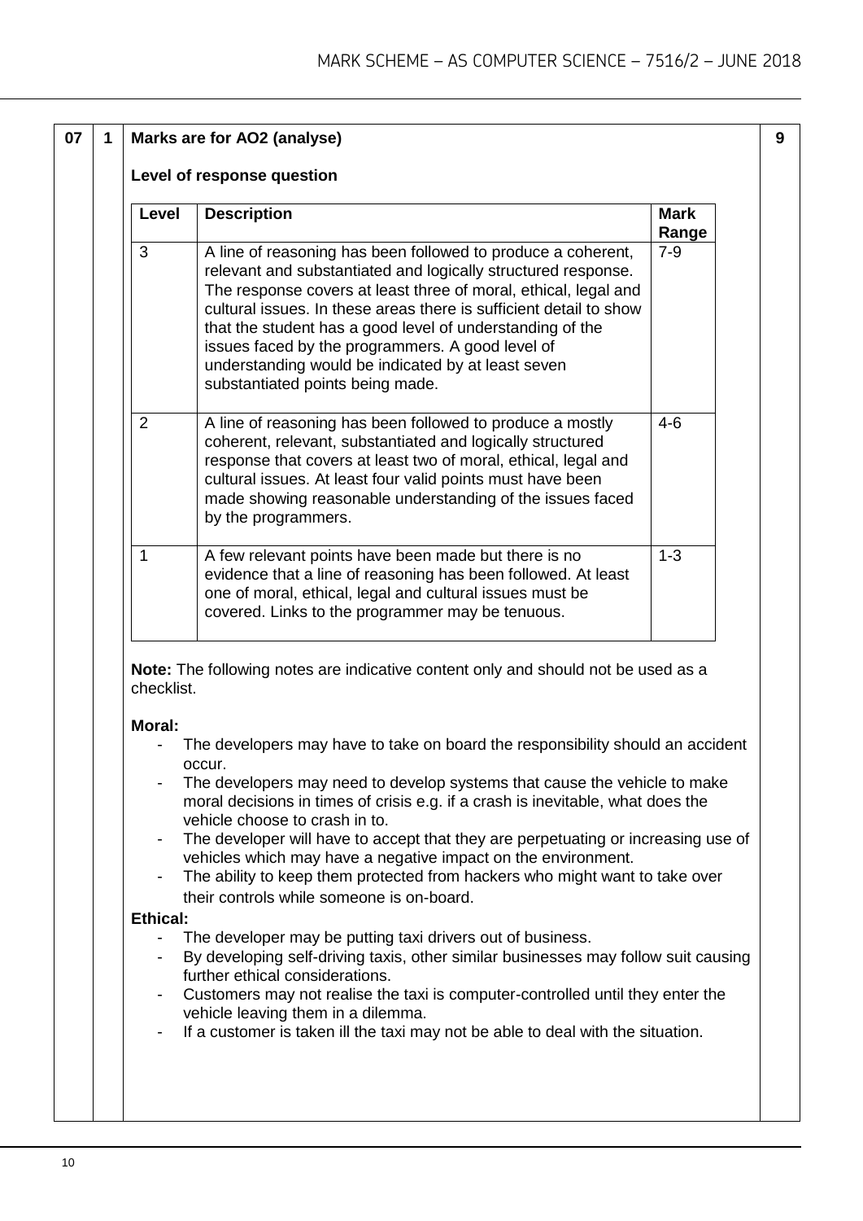| 07 | 1 | Marks are for AO2 (analyse) | 9 |
|---|---|---|---|

**Marks are for AO2 (analyse)**

**Level of response question**

| Level | Description | Mark Range |
|---|---|---|
| 3 | A line of reasoning has been followed to produce a coherent, relevant and substantiated and logically structured response. The response covers at least three of moral, ethical, legal and cultural issues. In these areas there is sufficient detail to show that the student has a good level of understanding of the issues faced by the programmers. A good level of understanding would be indicated by at least seven substantiated points being made. | 7-9 |
| 2 | A line of reasoning has been followed to produce a mostly coherent, relevant, substantiated and logically structured response that covers at least two of moral, ethical, legal and cultural issues. At least four valid points must have been made showing reasonable understanding of the issues faced by the programmers. | 4-6 |
| 1 | A few relevant points have been made but there is no evidence that a line of reasoning has been followed. At least one of moral, ethical, legal and cultural issues must be covered. Links to the programmer may be tenuous. | 1-3 |

**Note:** The following notes are indicative content only and should not be used as a checklist.

**Moral:**

- The developers may have to take on board the responsibility should an accident occur.
- The developers may need to develop systems that cause the vehicle to make moral decisions in times of crisis e.g. if a crash is inevitable, what does the vehicle choose to crash in to.
- The developer will have to accept that they are perpetuating or increasing use of vehicles which may have a negative impact on the environment.
- The ability to keep them protected from hackers who might want to take over their controls while someone is on-board.

**Ethical:**

- The developer may be putting taxi drivers out of business.
- By developing self-driving taxis, other similar businesses may follow suit causing further ethical considerations.
- Customers may not realise the taxi is computer-controlled until they enter the vehicle leaving them in a dilemma.
- If a customer is taken ill the taxi may not be able to deal with the situation.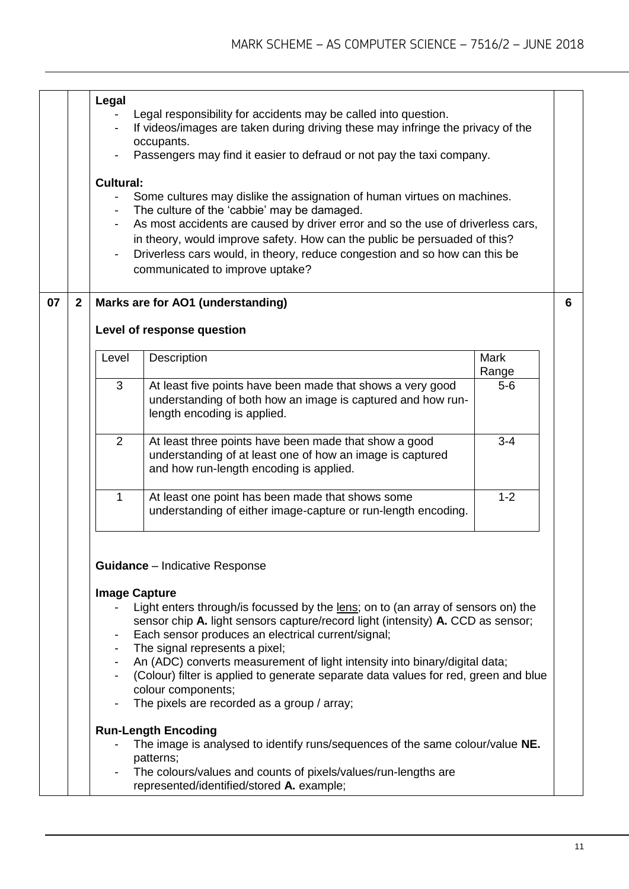**Legal**

- Legal responsibility for accidents may be called into question.
- If videos/images are taken during driving these may infringe the privacy of the occupants.
- Passengers may find it easier to defraud or not pay the taxi company.

**Cultural:**

- Some cultures may dislike the assignation of human virtues on machines.
- The culture of the 'cabbie' may be damaged.
- As most accidents are caused by driver error and so the use of driverless cars, in theory, would improve safety. How can the public be persuaded of this?
- Driverless cars would, in theory, reduce congestion and so how can this be communicated to improve uptake?

**07 2**

**Marks are for AO1 (understanding)** — 6 marks

**Level of response question**

| Level | Description | Mark Range |
|---|---|---|
| 3 | At least five points have been made that shows a very good understanding of both how an image is captured and how run-length encoding is applied. | 5-6 |
| 2 | At least three points have been made that show a good understanding of at least one of how an image is captured and how run-length encoding is applied. | 3-4 |
| 1 | At least one point has been made that shows some understanding of either image-capture or run-length encoding. | 1-2 |

**Guidance** – Indicative Response

**Image Capture**

- Light enters through/is focussed by the lens; on to (an array of sensors on) the sensor chip **A.** light sensors capture/record light (intensity) **A.** CCD as sensor;
- Each sensor produces an electrical current/signal;
- The signal represents a pixel;
- An (ADC) converts measurement of light intensity into binary/digital data;
- (Colour) filter is applied to generate separate data values for red, green and blue colour components;
- The pixels are recorded as a group / array;

**Run-Length Encoding**

- The image is analysed to identify runs/sequences of the same colour/value **NE.** patterns;
- The colours/values and counts of pixels/values/run-lengths are represented/identified/stored **A.** example;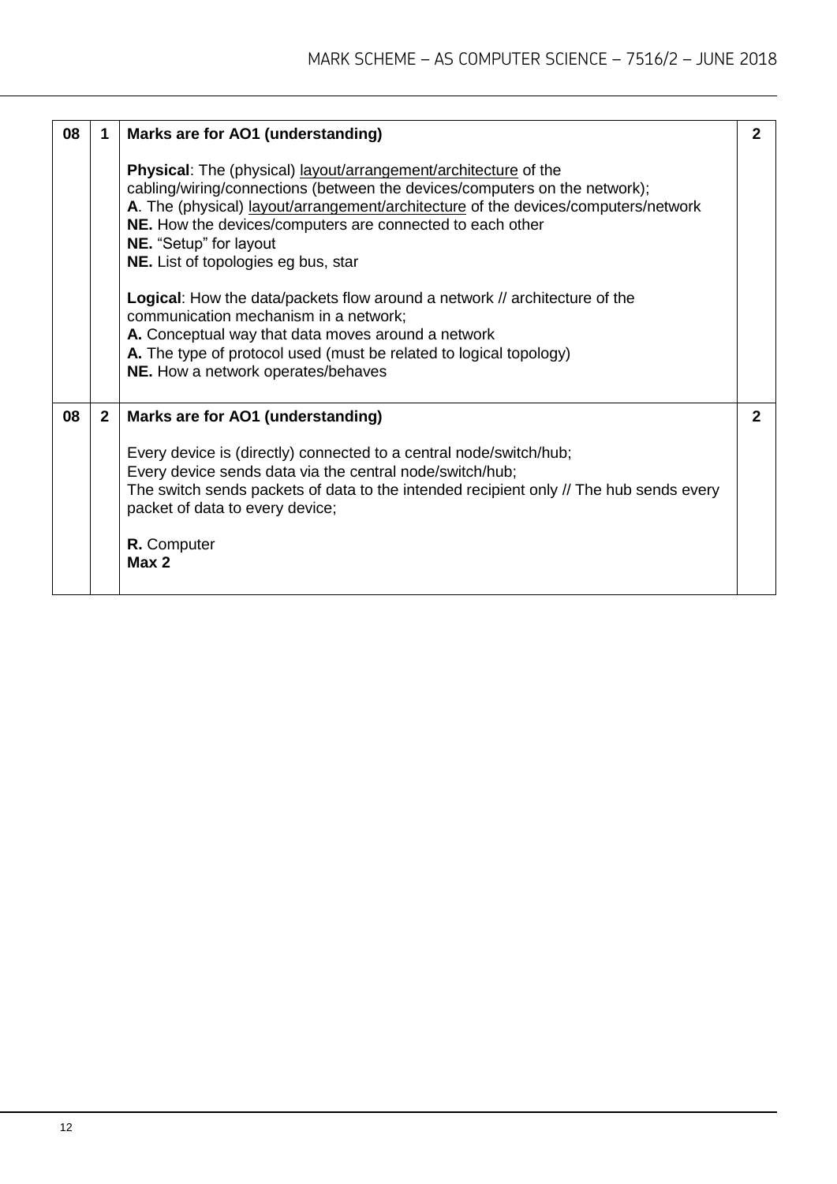| | | | |
|---|---|---|---|
| 08 | 1 | **Marks are for AO1 (understanding)**<br><br>**Physical**: The (physical) <u>layout/arrangement/architecture</u> of the cabling/wiring/connections (between the devices/computers on the network);<br>**A**. The (physical) <u>layout/arrangement/architecture</u> of the devices/computers/network<br>**NE.** How the devices/computers are connected to each other<br>**NE.** "Setup" for layout<br>**NE.** List of topologies eg bus, star<br><br>**Logical**: How the data/packets flow around a network // architecture of the communication mechanism in a network;<br>**A.** Conceptual way that data moves around a network<br>**A.** The type of protocol used (must be related to logical topology)<br>**NE.** How a network operates/behaves | **2** |
| 08 | 2 | **Marks are for AO1 (understanding)**<br><br>Every device is (directly) connected to a central node/switch/hub;<br>Every device sends data via the central node/switch/hub;<br>The switch sends packets of data to the intended recipient only // The hub sends every packet of data to every device;<br><br>**R.** Computer<br>**Max 2** | **2** |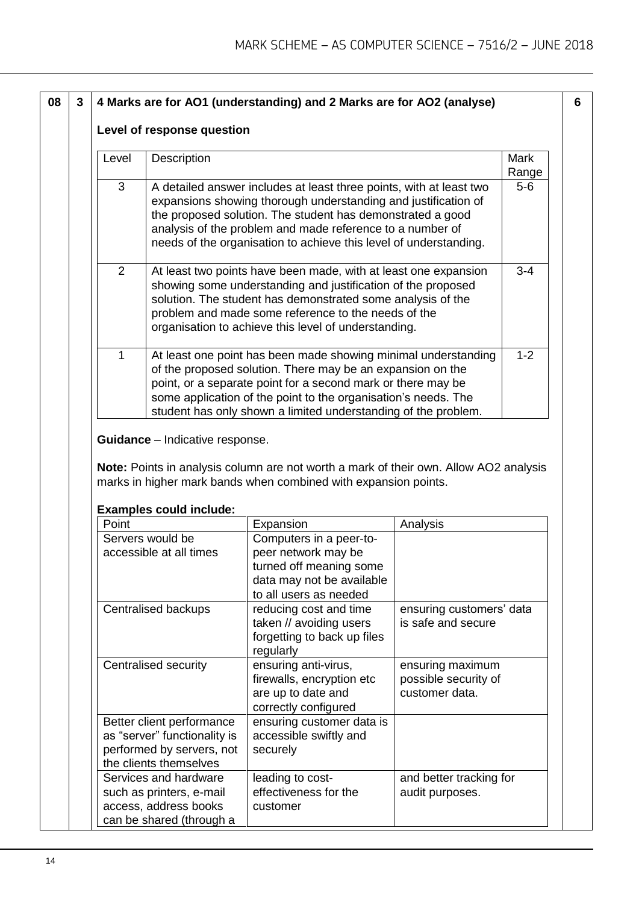| | | | |
|---|---|---|---|
| 08 | 3 | **4 Marks are for AO1 (understanding) and 2 Marks are for AO2 (analyse)** | 6 |

**Level of response question**

| Level | Description | Mark Range |
|---|---|---|
| 3 | A detailed answer includes at least three points, with at least two expansions showing thorough understanding and justification of the proposed solution. The student has demonstrated a good analysis of the problem and made reference to a number of needs of the organisation to achieve this level of understanding. | 5-6 |
| 2 | At least two points have been made, with at least one expansion showing some understanding and justification of the proposed solution. The student has demonstrated some analysis of the problem and made some reference to the needs of the organisation to achieve this level of understanding. | 3-4 |
| 1 | At least one point has been made showing minimal understanding of the proposed solution. There may be an expansion on the point, or a separate point for a second mark or there may be some application of the point to the organisation's needs. The student has only shown a limited understanding of the problem. | 1-2 |

**Guidance** – Indicative response.

**Note:** Points in analysis column are not worth a mark of their own. Allow AO2 analysis marks in higher mark bands when combined with expansion points.

**Examples could include:**

| Point | Expansion | Analysis |
|---|---|---|
| Servers would be accessible at all times | Computers in a peer-to-peer network may be turned off meaning some data may not be available to all users as needed | |
| Centralised backups | reducing cost and time taken // avoiding users forgetting to back up files regularly | ensuring customers' data is safe and secure |
| Centralised security | ensuring anti-virus, firewalls, encryption etc are up to date and correctly configured | ensuring maximum possible security of customer data. |
| Better client performance as "server" functionality is performed by servers, not the clients themselves | ensuring customer data is accessible swiftly and securely | |
| Services and hardware such as printers, e-mail access, address books can be shared (through a | leading to cost-effectiveness for the customer | and better tracking for audit purposes. |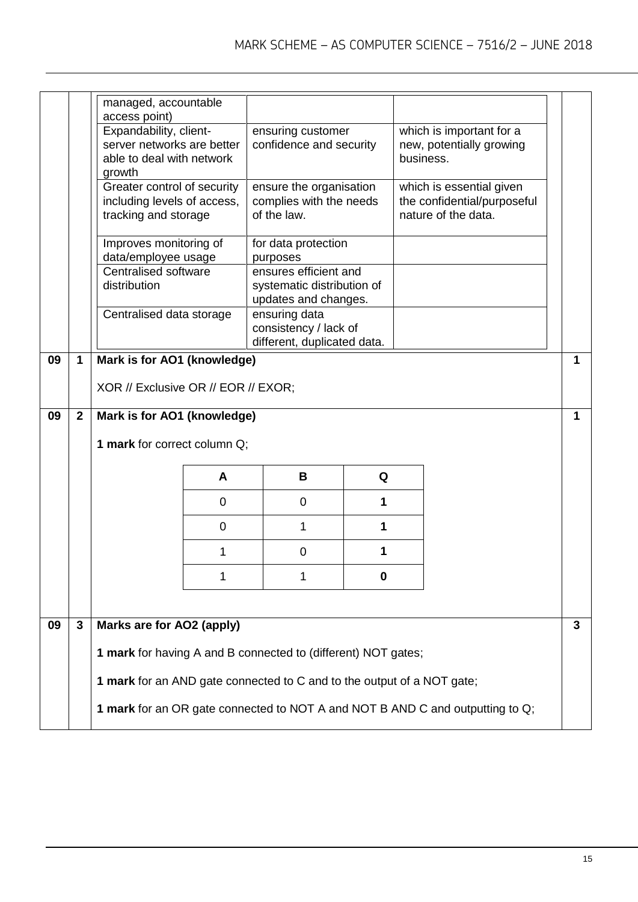| managed, accountable access point) | | |
|---|---|---|
| Expandability, client-server networks are better able to deal with network growth | ensuring customer confidence and security | which is important for a new, potentially growing business. |
| Greater control of security including levels of access, tracking and storage | ensure the organisation complies with the needs of the law. | which is essential given the confidential/purposeful nature of the data. |
| Improves monitoring of data/employee usage | for data protection purposes | |
| Centralised software distribution | ensures efficient and systematic distribution of updates and changes. | |
| Centralised data storage | ensuring data consistency / lack of different, duplicated data. | |

**09 1** — **Mark is for AO1 (knowledge)** — 1 mark

XOR // Exclusive OR // EOR // EXOR;

**09 2** — **Mark is for AO1 (knowledge)** — 1 mark

**1 mark** for correct column Q;

| A | B | Q |
|---|---|---|
| 0 | 0 | **1** |
| 0 | 1 | **1** |
| 1 | 0 | **1** |
| 1 | 1 | **0** |

**09 3** — **Marks are for AO2 (apply)** — 3 marks

**1 mark** for having A and B connected to (different) NOT gates;

**1 mark** for an AND gate connected to C and to the output of a NOT gate;

**1 mark** for an OR gate connected to NOT A and NOT B AND C and outputting to Q;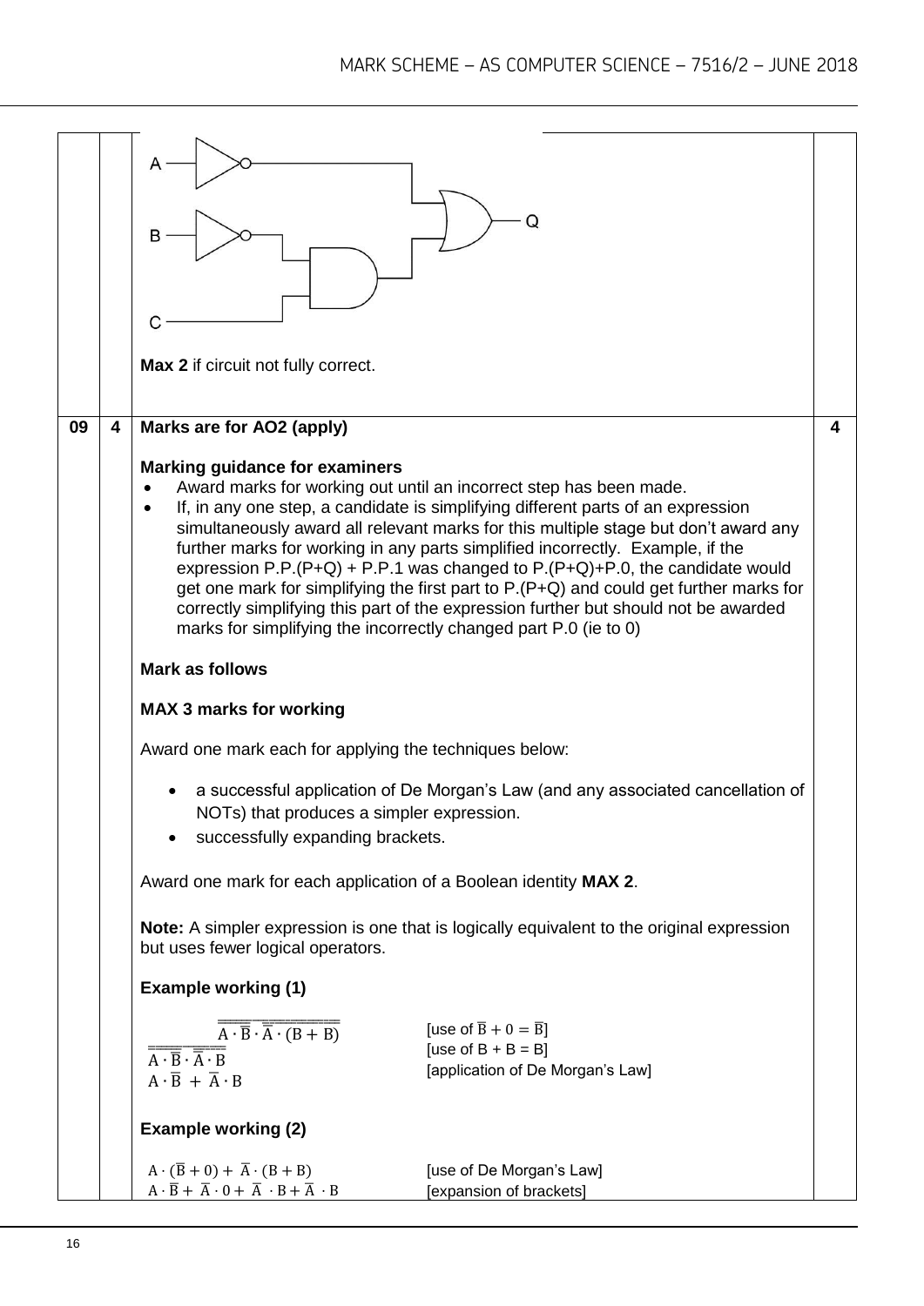Max 2 if circuit not fully correct.

| | | | |
|---|---|---|---|
| 09 | 4 | **Marks are for AO2 (apply)** | 4 |

**Marking guidance for examiners**

- Award marks for working out until an incorrect step has been made.
- If, in any one step, a candidate is simplifying different parts of an expression simultaneously award all relevant marks for this multiple stage but don't award any further marks for working in any parts simplified incorrectly. Example, if the expression P.P.(P+Q) + P.P.1 was changed to P.(P+Q)+P.0, the candidate would get one mark for simplifying the first part to P.(P+Q) and could get further marks for correctly simplifying this part of the expression further but should not be awarded marks for simplifying the incorrectly changed part P.0 (ie to 0)

**Mark as follows**

**MAX 3 marks for working**

Award one mark each for applying the techniques below:

- a successful application of De Morgan's Law (and any associated cancellation of NOTs) that produces a simpler expression.
- successfully expanding brackets.

Award one mark for each application of a Boolean identity **MAX 2**.

**Note:** A simpler expression is one that is logically equivalent to the original expression but uses fewer logical operators.

**Example working (1)**

| | |
|---|---|
| $\overline{\overline{\overline{A \cdot \overline{B}} \cdot \overline{\overline{A} \cdot (B + B)}}}$ | [use of $\overline{B} + 0 = \overline{B}$] |
| $\overline{\overline{A \cdot \overline{B}} \cdot \overline{\overline{A} \cdot B}}$ | [use of B + B = B] |
| $A \cdot \overline{B} + \overline{A} \cdot B$ | [application of De Morgan's Law] |

**Example working (2)**

| | |
|---|---|
| $A \cdot (\overline{B} + 0) + \overline{A} \cdot (B + B)$ | [use of De Morgan's Law] |
| $A \cdot \overline{B} + \overline{A} \cdot 0 + \overline{A} \cdot B + \overline{A} \cdot B$ | [expansion of brackets] |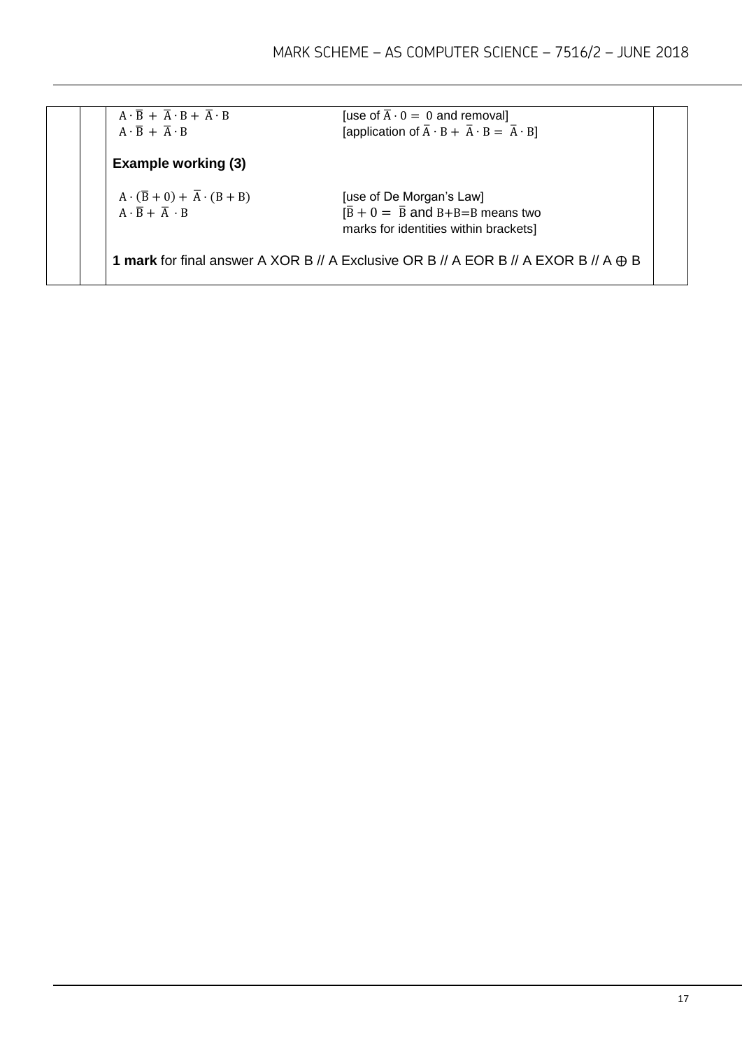| | | | |
|---|---|---|---|
| | | $A \cdot \overline{B} + \overline{A} \cdot B + \overline{A} \cdot B$ [use of $\overline{A} \cdot 0 = 0$ and removal]<br>$A \cdot \overline{B} + \overline{A} \cdot B$ [application of $\overline{A} \cdot B + \overline{A} \cdot B = \overline{A} \cdot B$]<br><br>**Example working (3)**<br><br>$A \cdot (\overline{B} + 0) + \overline{A} \cdot (B + B)$ [use of De Morgan's Law]<br>$A \cdot \overline{B} + \overline{A} \cdot B$ [$\overline{B} + 0 = \overline{B}$ and $B+B=B$ means two marks for identities within brackets]<br><br>**1 mark** for final answer A XOR B // A Exclusive OR B // A EOR B // A EXOR B // A ⊕ B | |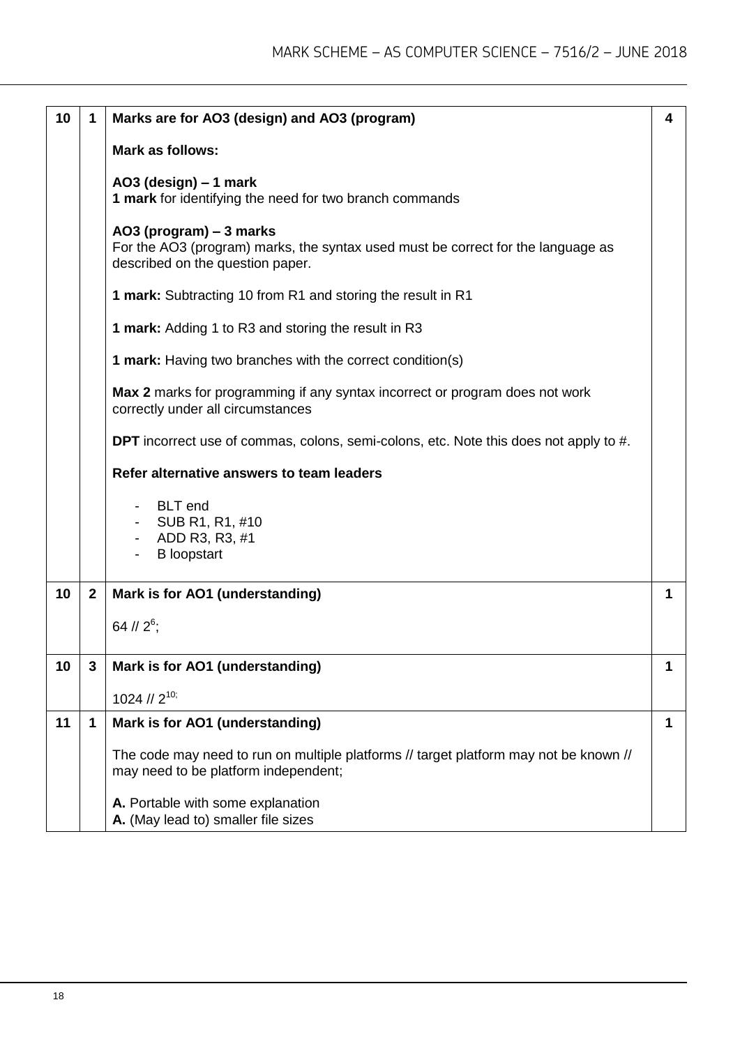| | | | |
|---|---|---|---|
| 10 | 1 | **Marks are for AO3 (design) and AO3 (program)**<br><br>**Mark as follows:**<br><br>**AO3 (design) – 1 mark**<br>**1 mark** for identifying the need for two branch commands<br><br>**AO3 (program) – 3 marks**<br>For the AO3 (program) marks, the syntax used must be correct for the language as described on the question paper.<br><br>**1 mark:** Subtracting 10 from R1 and storing the result in R1<br><br>**1 mark:** Adding 1 to R3 and storing the result in R3<br><br>**1 mark:** Having two branches with the correct condition(s)<br><br>**Max 2** marks for programming if any syntax incorrect or program does not work correctly under all circumstances<br><br>**DPT** incorrect use of commas, colons, semi-colons, etc. Note this does not apply to #.<br><br>**Refer alternative answers to team leaders**<br><br>- BLT end<br>- SUB R1, R1, #10<br>- ADD R3, R3, #1<br>- B loopstart | 4 |
| 10 | 2 | **Mark is for AO1 (understanding)**<br><br>64 // $2^6$; | 1 |
| 10 | 3 | **Mark is for AO1 (understanding)**<br><br>1024 // $2^{10}$; | 1 |
| 11 | 1 | **Mark is for AO1 (understanding)**<br><br>The code may need to run on multiple platforms // target platform may not be known // may need to be platform independent;<br><br>**A.** Portable with some explanation<br>**A.** (May lead to) smaller file sizes | 1 |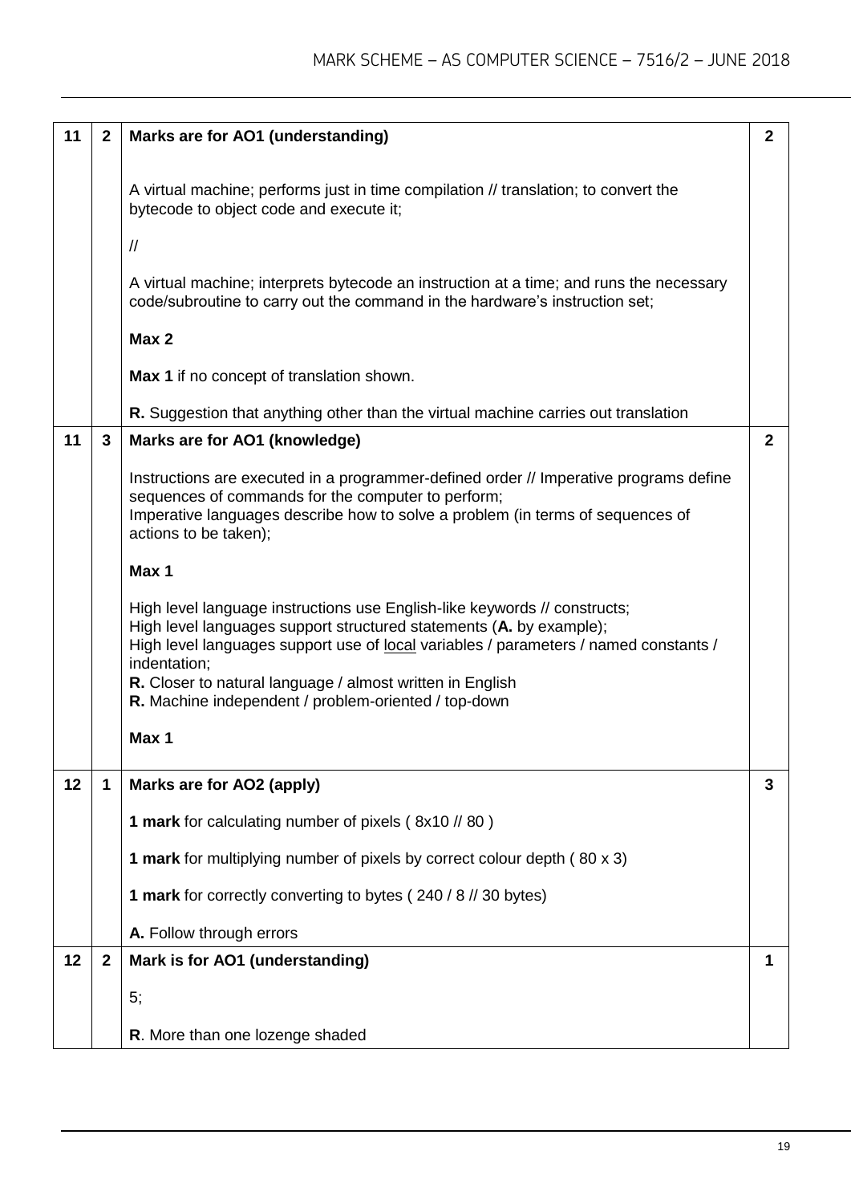| | | | |
|---|---|---|---|
| 11 | 2 | **Marks are for AO1 (understanding)**<br><br>A virtual machine; performs just in time compilation // translation; to convert the bytecode to object code and execute it;<br><br>//<br><br>A virtual machine; interprets bytecode an instruction at a time; and runs the necessary code/subroutine to carry out the command in the hardware's instruction set;<br><br>**Max 2**<br><br>**Max 1** if no concept of translation shown.<br><br>**R.** Suggestion that anything other than the virtual machine carries out translation | **2** |
| 11 | 3 | **Marks are for AO1 (knowledge)**<br><br>Instructions are executed in a programmer-defined order // Imperative programs define sequences of commands for the computer to perform;<br>Imperative languages describe how to solve a problem (in terms of sequences of actions to be taken);<br><br>**Max 1**<br><br>High level language instructions use English-like keywords // constructs;<br>High level languages support structured statements (**A.** by example);<br>High level languages support use of <u>local</u> variables / parameters / named constants / indentation;<br>**R.** Closer to natural language / almost written in English<br>**R.** Machine independent / problem-oriented / top-down<br><br>**Max 1** | **2** |
| 12 | 1 | **Marks are for AO2 (apply)**<br><br>**1 mark** for calculating number of pixels ( 8x10 // 80 )<br><br>**1 mark** for multiplying number of pixels by correct colour depth ( 80 x 3)<br><br>**1 mark** for correctly converting to bytes ( 240 / 8 // 30 bytes)<br><br>**A.** Follow through errors | **3** |
| 12 | 2 | **Mark is for AO1 (understanding)**<br><br>5;<br><br>**R**. More than one lozenge shaded | **1** |